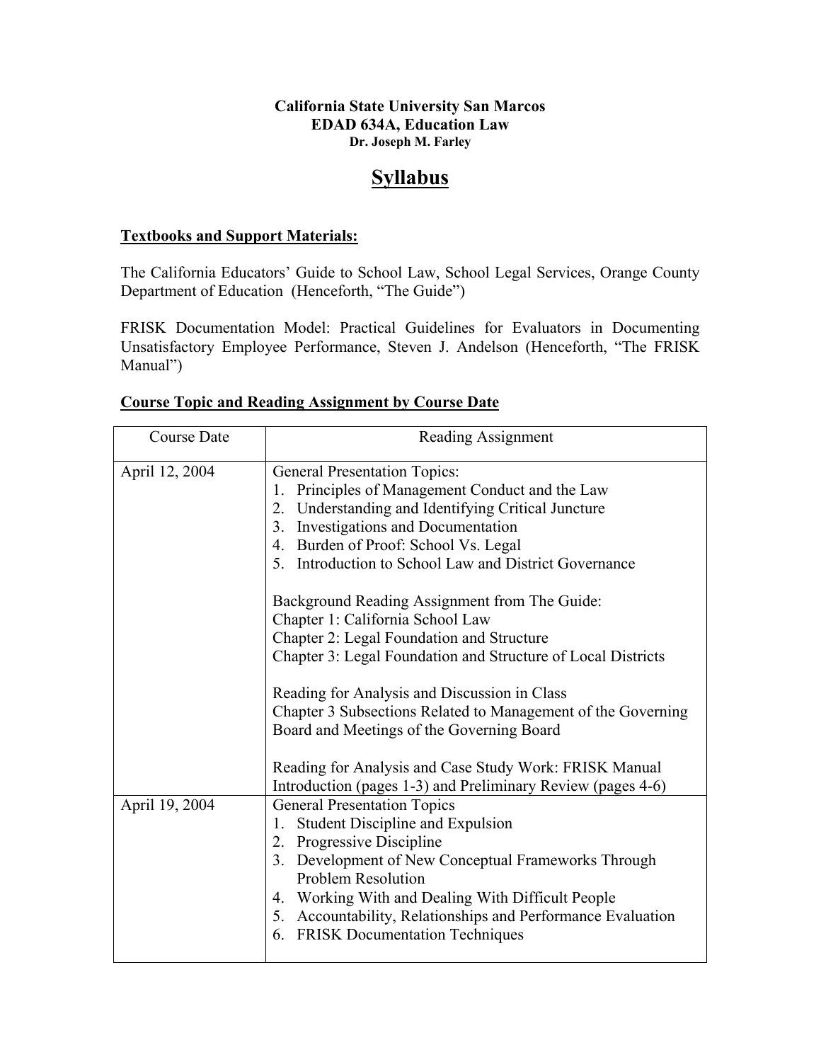**California State University San Marcos**
**EDAD 634A, Education Law**
**Dr. Joseph M. Farley**

# Syllabus

## Textbooks and Support Materials:

The California Educators' Guide to School Law, School Legal Services, Orange County Department of Education (Henceforth, "The Guide")

FRISK Documentation Model: Practical Guidelines for Evaluators in Documenting Unsatisfactory Employee Performance, Steven J. Andelson (Henceforth, "The FRISK Manual")

## Course Topic and Reading Assignment by Course Date

| Course Date | Reading Assignment |
|---|---|
| April 12, 2004 | General Presentation Topics:<br>1. Principles of Management Conduct and the Law<br>2. Understanding and Identifying Critical Juncture<br>3. Investigations and Documentation<br>4. Burden of Proof: School Vs. Legal<br>5. Introduction to School Law and District Governance<br><br>Background Reading Assignment from The Guide:<br>Chapter 1: California School Law<br>Chapter 2: Legal Foundation and Structure<br>Chapter 3: Legal Foundation and Structure of Local Districts<br><br>Reading for Analysis and Discussion in Class<br>Chapter 3 Subsections Related to Management of the Governing Board and Meetings of the Governing Board<br><br>Reading for Analysis and Case Study Work: FRISK Manual Introduction (pages 1-3) and Preliminary Review (pages 4-6) |
| April 19, 2004 | General Presentation Topics<br>1. Student Discipline and Expulsion<br>2. Progressive Discipline<br>3. Development of New Conceptual Frameworks Through Problem Resolution<br>4. Working With and Dealing With Difficult People<br>5. Accountability, Relationships and Performance Evaluation<br>6. FRISK Documentation Techniques |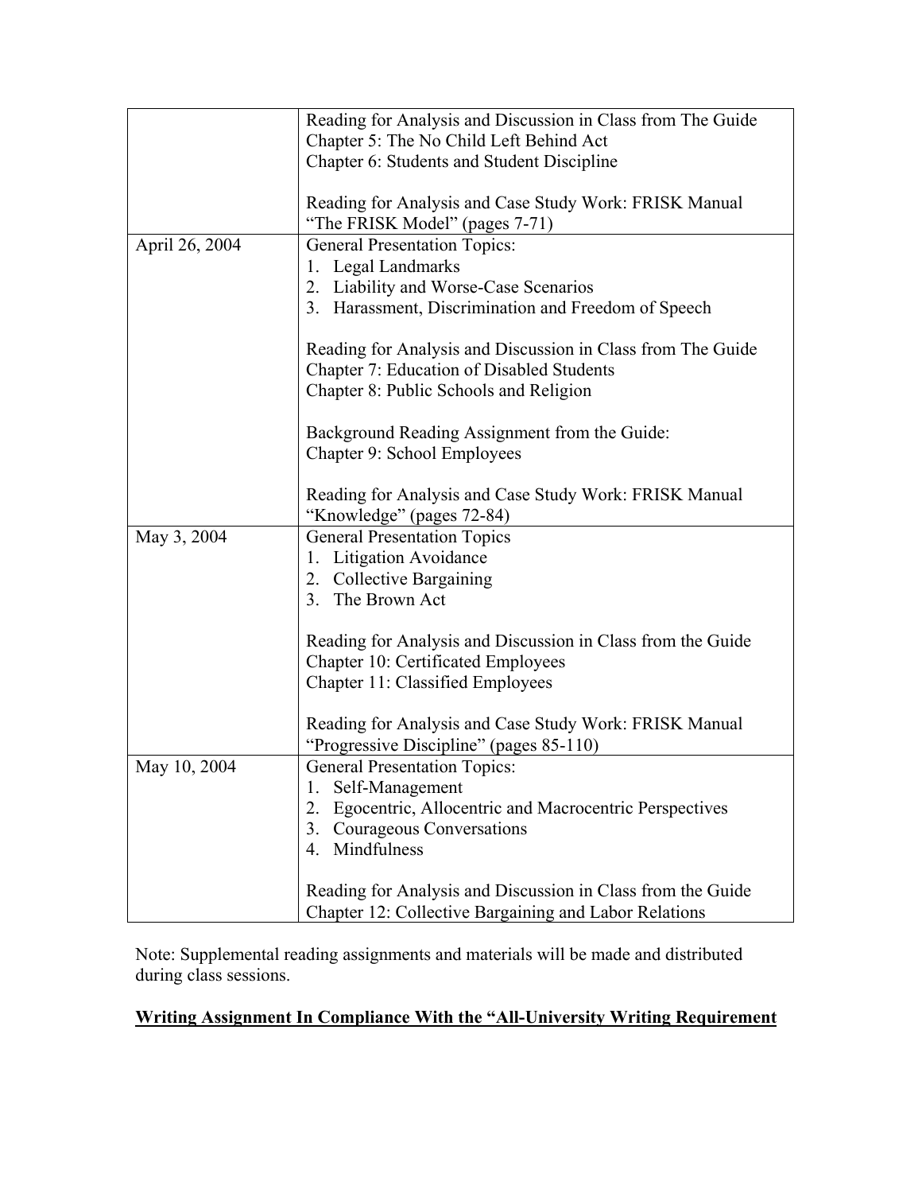| | |
|---|---|
| | Reading for Analysis and Discussion in Class from The Guide<br>Chapter 5: The No Child Left Behind Act<br>Chapter 6: Students and Student Discipline<br><br>Reading for Analysis and Case Study Work: FRISK Manual<br>"The FRISK Model" (pages 7-71) |
| April 26, 2004 | General Presentation Topics:<br>1. Legal Landmarks<br>2. Liability and Worse-Case Scenarios<br>3. Harassment, Discrimination and Freedom of Speech<br><br>Reading for Analysis and Discussion in Class from The Guide<br>Chapter 7: Education of Disabled Students<br>Chapter 8: Public Schools and Religion<br><br>Background Reading Assignment from the Guide:<br>Chapter 9: School Employees<br><br>Reading for Analysis and Case Study Work: FRISK Manual<br>"Knowledge" (pages 72-84) |
| May 3, 2004 | General Presentation Topics<br>1. Litigation Avoidance<br>2. Collective Bargaining<br>3. The Brown Act<br><br>Reading for Analysis and Discussion in Class from the Guide<br>Chapter 10: Certificated Employees<br>Chapter 11: Classified Employees<br><br>Reading for Analysis and Case Study Work: FRISK Manual<br>"Progressive Discipline" (pages 85-110) |
| May 10, 2004 | General Presentation Topics:<br>1. Self-Management<br>2. Egocentric, Allocentric and Macrocentric Perspectives<br>3. Courageous Conversations<br>4. Mindfulness<br><br>Reading for Analysis and Discussion in Class from the Guide<br>Chapter 12: Collective Bargaining and Labor Relations |

Note: Supplemental reading assignments and materials will be made and distributed during class sessions.

**<u>Writing Assignment In Compliance With the "All-University Writing Requirement</u>**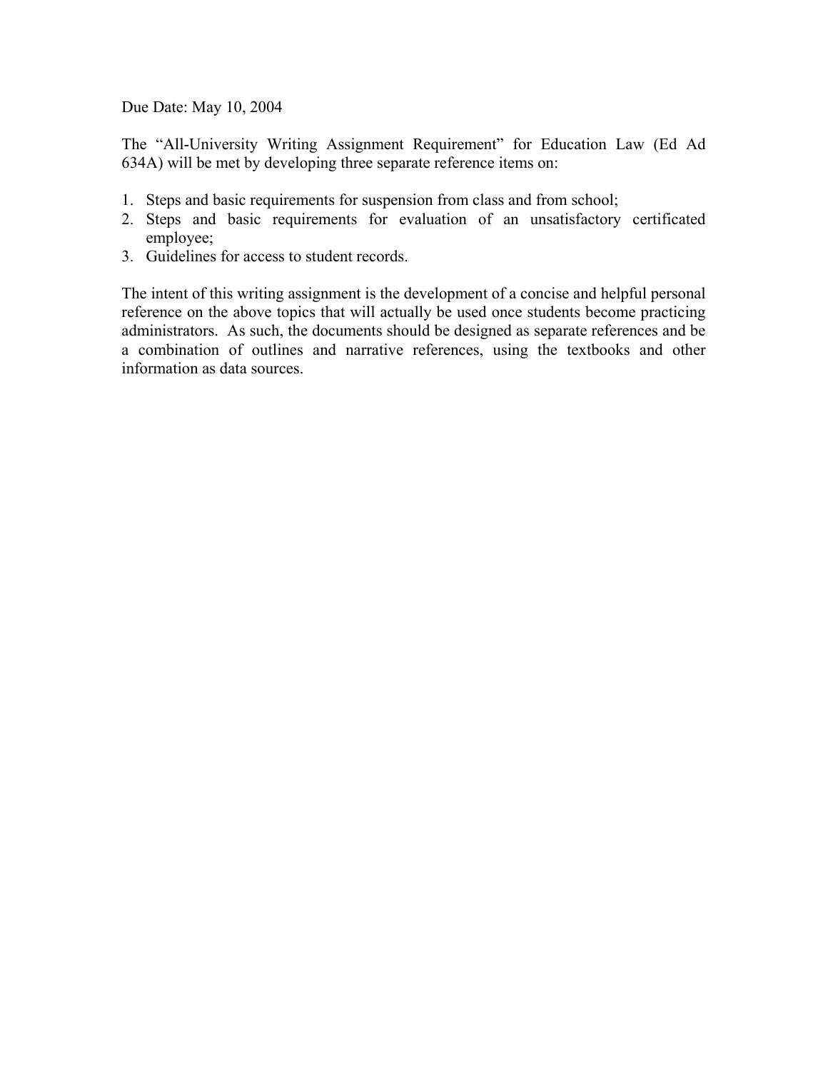Due Date: May 10, 2004

The "All-University Writing Assignment Requirement" for Education Law (Ed Ad 634A) will be met by developing three separate reference items on:

1. Steps and basic requirements for suspension from class and from school;
2. Steps and basic requirements for evaluation of an unsatisfactory certificated employee;
3. Guidelines for access to student records.

The intent of this writing assignment is the development of a concise and helpful personal reference on the above topics that will actually be used once students become practicing administrators. As such, the documents should be designed as separate references and be a combination of outlines and narrative references, using the textbooks and other information as data sources.